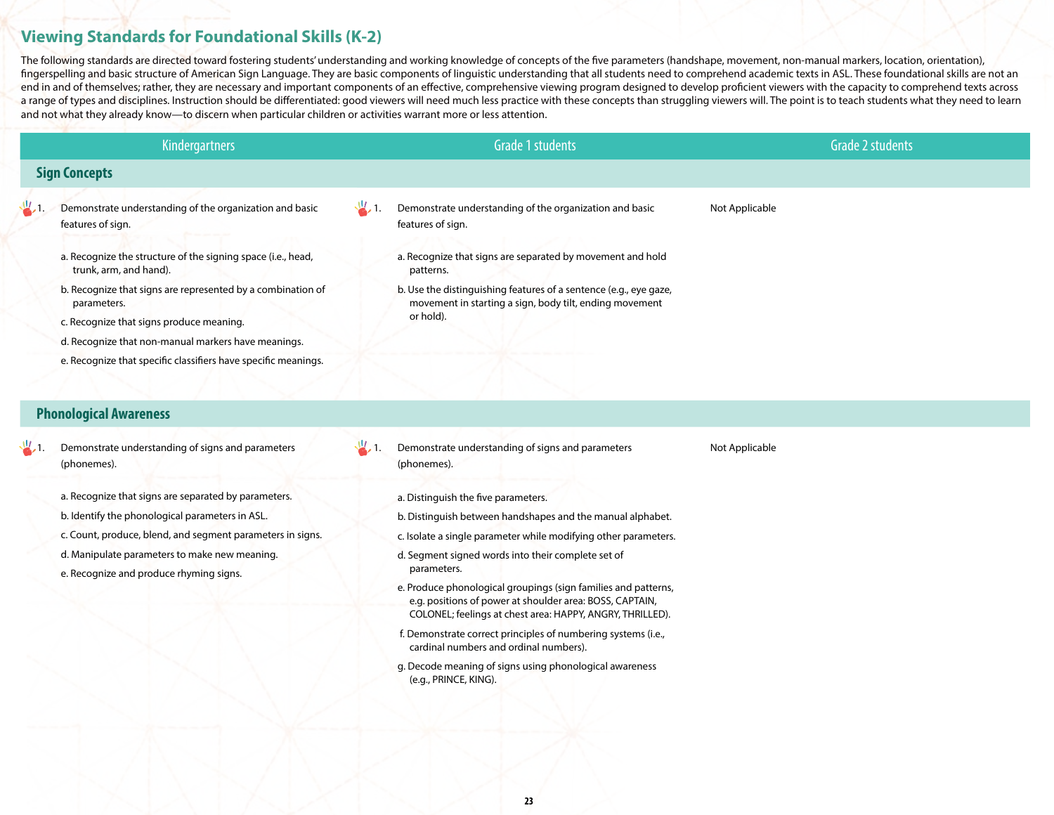## Viewing Standards for Foundational Skills (K-2)

The following standards are directed toward fostering students' understanding and working knowledge of concepts of the five parameters (handshape, movement, non-manual markers, location, orientation), fingerspelling and basic structure of American Sign Language. They are basic components of linguistic understanding that all students need to comprehend academic texts in ASL. These foundational skills are not an end in and of themselves; rather, they are necessary and important components of an effective, comprehensive viewing program designed to develop proficient viewers with the capacity to comprehend texts across a range of types and disciplines. Instruction should be differentiated: good viewers will need much less practice with these concepts than struggling viewers will. The point is to teach students what they need to learn and not what they already know—to discern when particular children or activities warrant more or less attention.

| Kindergartners | Grade 1 students | Grade 2 students |
|---|---|---|
| **Sign Concepts** | | |
| 1. Demonstrate understanding of the organization and basic features of sign.<br><br>a. Recognize the structure of the signing space (i.e., head, trunk, arm, and hand).<br>b. Recognize that signs are represented by a combination of parameters.<br>c. Recognize that signs produce meaning.<br>d. Recognize that non-manual markers have meanings.<br>e. Recognize that specific classifiers have specific meanings. | 1. Demonstrate understanding of the organization and basic features of sign.<br><br>a. Recognize that signs are separated by movement and hold patterns.<br>b. Use the distinguishing features of a sentence (e.g., eye gaze, movement in starting a sign, body tilt, ending movement or hold). | Not Applicable |
| **Phonological Awareness** | | |
| 1. Demonstrate understanding of signs and parameters (phonemes).<br><br>a. Recognize that signs are separated by parameters.<br>b. Identify the phonological parameters in ASL.<br>c. Count, produce, blend, and segment parameters in signs.<br>d. Manipulate parameters to make new meaning.<br>e. Recognize and produce rhyming signs. | 1. Demonstrate understanding of signs and parameters (phonemes).<br><br>a. Distinguish the five parameters.<br>b. Distinguish between handshapes and the manual alphabet.<br>c. Isolate a single parameter while modifying other parameters.<br>d. Segment signed words into their complete set of parameters.<br>e. Produce phonological groupings (sign families and patterns, e.g. positions of power at shoulder area: BOSS, CAPTAIN, COLONEL; feelings at chest area: HAPPY, ANGRY, THRILLED).<br>f. Demonstrate correct principles of numbering systems (i.e., cardinal numbers and ordinal numbers).<br>g. Decode meaning of signs using phonological awareness (e.g., PRINCE, KING). | Not Applicable |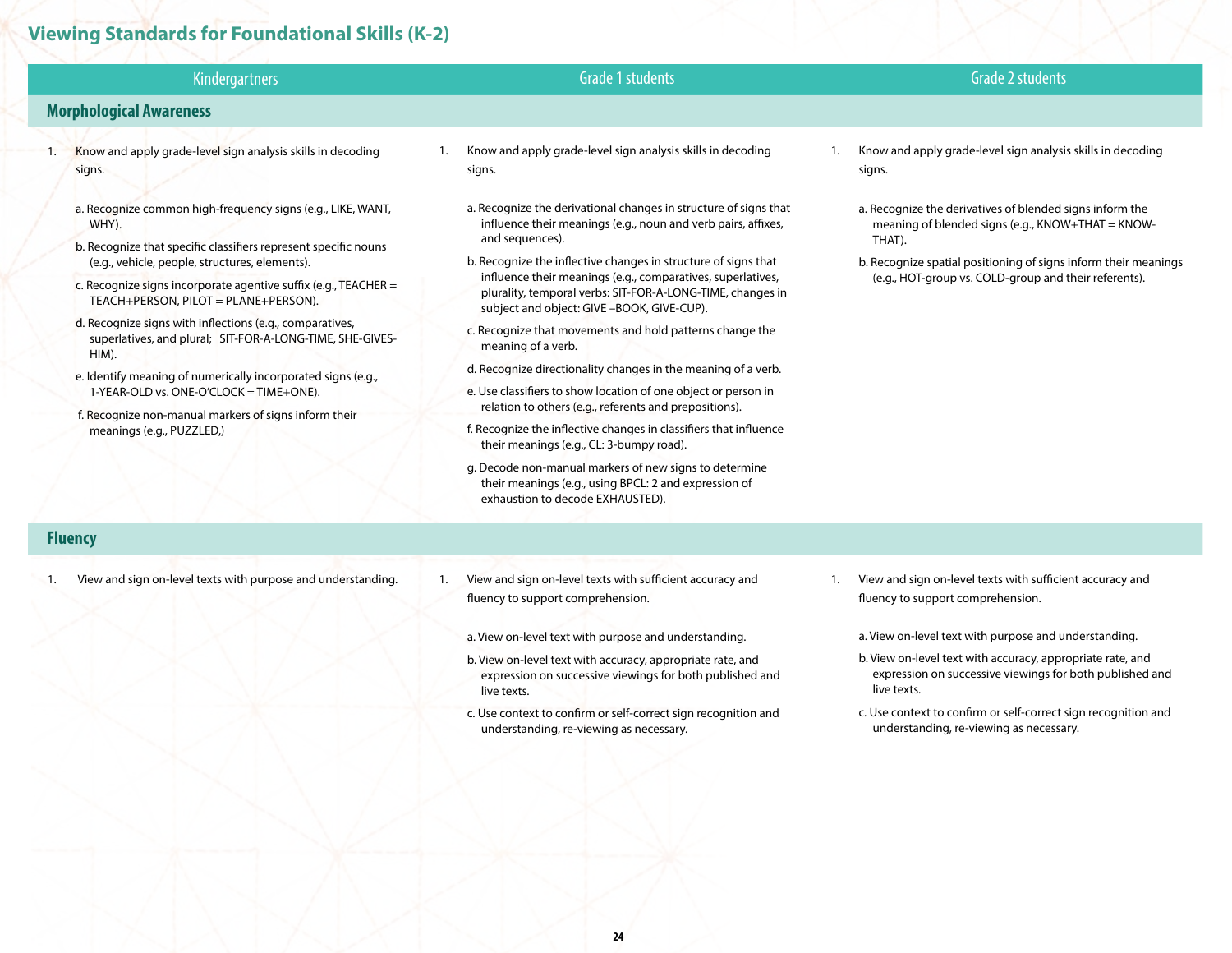## Viewing Standards for Foundational Skills (K-2)

| Kindergartners | Grade 1 students | Grade 2 students |
| --- | --- | --- |
| **Morphological Awareness** | | |
| 1. Know and apply grade-level sign analysis skills in decoding signs.<br><br>a. Recognize common high-frequency signs (e.g., LIKE, WANT, WHY).<br>b. Recognize that specific classifiers represent specific nouns (e.g., vehicle, people, structures, elements).<br>c. Recognize signs incorporate agentive suffix (e.g., TEACHER = TEACH+PERSON, PILOT = PLANE+PERSON).<br>d. Recognize signs with inflections (e.g., comparatives, superlatives, and plural; SIT-FOR-A-LONG-TIME, SHE-GIVES-HIM).<br>e. Identify meaning of numerically incorporated signs (e.g., 1-YEAR-OLD vs. ONE-O'CLOCK = TIME+ONE).<br>f. Recognize non-manual markers of signs inform their meanings (e.g., PUZZLED,) | 1. Know and apply grade-level sign analysis skills in decoding signs.<br><br>a. Recognize the derivational changes in structure of signs that influence their meanings (e.g., noun and verb pairs, affixes, and sequences).<br>b. Recognize the inflective changes in structure of signs that influence their meanings (e.g., comparatives, superlatives, plurality, temporal verbs: SIT-FOR-A-LONG-TIME, changes in subject and object: GIVE –BOOK, GIVE-CUP).<br>c. Recognize that movements and hold patterns change the meaning of a verb.<br>d. Recognize directionality changes in the meaning of a verb.<br>e. Use classifiers to show location of one object or person in relation to others (e.g., referents and prepositions).<br>f. Recognize the inflective changes in classifiers that influence their meanings (e.g., CL: 3-bumpy road).<br>g. Decode non-manual markers of new signs to determine their meanings (e.g., using BPCL: 2 and expression of exhaustion to decode EXHAUSTED). | 1. Know and apply grade-level sign analysis skills in decoding signs.<br><br>a. Recognize the derivatives of blended signs inform the meaning of blended signs (e.g., KNOW+THAT = KNOW-THAT).<br>b. Recognize spatial positioning of signs inform their meanings (e.g., HOT-group vs. COLD-group and their referents). |
| **Fluency** | | |
| 1. View and sign on-level texts with purpose and understanding. | 1. View and sign on-level texts with sufficient accuracy and fluency to support comprehension.<br><br>a. View on-level text with purpose and understanding.<br>b. View on-level text with accuracy, appropriate rate, and expression on successive viewings for both published and live texts.<br>c. Use context to confirm or self-correct sign recognition and understanding, re-viewing as necessary. | 1. View and sign on-level texts with sufficient accuracy and fluency to support comprehension.<br><br>a. View on-level text with purpose and understanding.<br>b. View on-level text with accuracy, appropriate rate, and expression on successive viewings for both published and live texts.<br>c. Use context to confirm or self-correct sign recognition and understanding, re-viewing as necessary. |